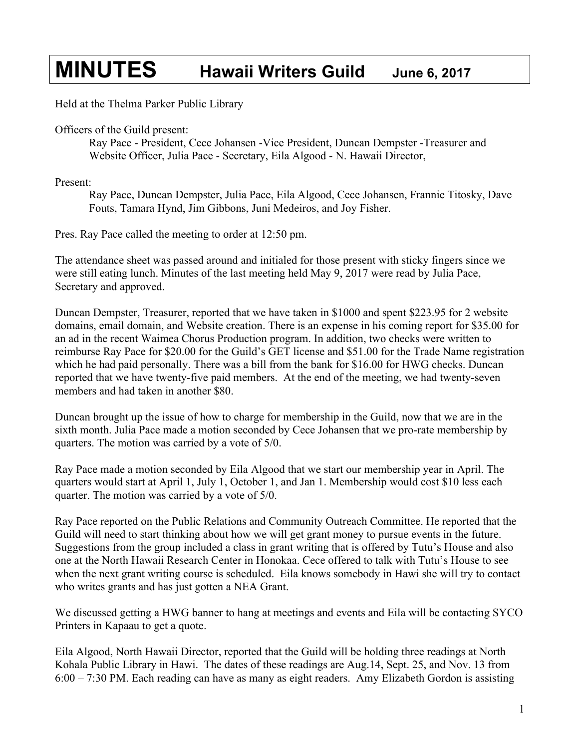# MINUTES Hawaii Writers Guild June 6, 2017

Held at the Thelma Parker Public Library

Officers of the Guild present:

Ray Pace - President, Cece Johansen -Vice President, Duncan Dempster -Treasurer and Website Officer, Julia Pace - Secretary, Eila Algood - N. Hawaii Director,

Present:

Ray Pace, Duncan Dempster, Julia Pace, Eila Algood, Cece Johansen, Frannie Titosky, Dave Fouts, Tamara Hynd, Jim Gibbons, Juni Medeiros, and Joy Fisher.

Pres. Ray Pace called the meeting to order at 12:50 pm.

The attendance sheet was passed around and initialed for those present with sticky fingers since we were still eating lunch. Minutes of the last meeting held May 9, 2017 were read by Julia Pace, Secretary and approved.

Duncan Dempster, Treasurer, reported that we have taken in $1000 and spent $223.95 for 2 website domains, email domain, and Website creation. There is an expense in his coming report for $35.00 for an ad in the recent Waimea Chorus Production program. In addition, two checks were written to reimburse Ray Pace for $20.00 for the Guild's GET license and $51.00 for the Trade Name registration which he had paid personally. There was a bill from the bank for $16.00 for HWG checks. Duncan reported that we have twenty-five paid members. At the end of the meeting, we had twenty-seven members and had taken in another $80.

Duncan brought up the issue of how to charge for membership in the Guild, now that we are in the sixth month. Julia Pace made a motion seconded by Cece Johansen that we pro-rate membership by quarters. The motion was carried by a vote of 5/0.

Ray Pace made a motion seconded by Eila Algood that we start our membership year in April. The quarters would start at April 1, July 1, October 1, and Jan 1. Membership would cost $10 less each quarter. The motion was carried by a vote of 5/0.

Ray Pace reported on the Public Relations and Community Outreach Committee. He reported that the Guild will need to start thinking about how we will get grant money to pursue events in the future. Suggestions from the group included a class in grant writing that is offered by Tutu's House and also one at the North Hawaii Research Center in Honokaa. Cece offered to talk with Tutu's House to see when the next grant writing course is scheduled. Eila knows somebody in Hawi she will try to contact who writes grants and has just gotten a NEA Grant.

We discussed getting a HWG banner to hang at meetings and events and Eila will be contacting SYCO Printers in Kapaau to get a quote.

Eila Algood, North Hawaii Director, reported that the Guild will be holding three readings at North Kohala Public Library in Hawi. The dates of these readings are Aug.14, Sept. 25, and Nov. 13 from 6:00 – 7:30 PM. Each reading can have as many as eight readers. Amy Elizabeth Gordon is assisting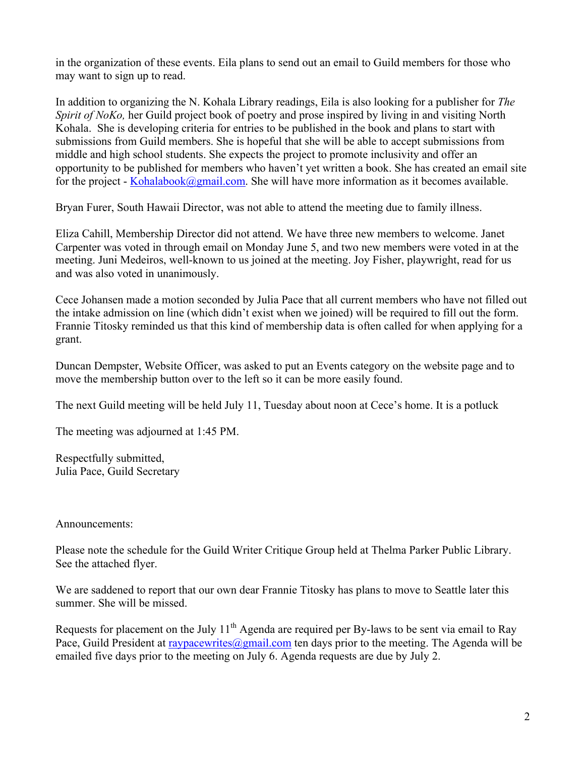in the organization of these events. Eila plans to send out an email to Guild members for those who may want to sign up to read.

In addition to organizing the N. Kohala Library readings, Eila is also looking for a publisher for *The Spirit of NoKo,* her Guild project book of poetry and prose inspired by living in and visiting North Kohala. She is developing criteria for entries to be published in the book and plans to start with submissions from Guild members. She is hopeful that she will be able to accept submissions from middle and high school students. She expects the project to promote inclusivity and offer an opportunity to be published for members who haven't yet written a book. She has created an email site for the project - Kohalabook@gmail.com. She will have more information as it becomes available.

Bryan Furer, South Hawaii Director, was not able to attend the meeting due to family illness.

Eliza Cahill, Membership Director did not attend. We have three new members to welcome. Janet Carpenter was voted in through email on Monday June 5, and two new members were voted in at the meeting. Juni Medeiros, well-known to us joined at the meeting. Joy Fisher, playwright, read for us and was also voted in unanimously.

Cece Johansen made a motion seconded by Julia Pace that all current members who have not filled out the intake admission on line (which didn't exist when we joined) will be required to fill out the form. Frannie Titosky reminded us that this kind of membership data is often called for when applying for a grant.

Duncan Dempster, Website Officer, was asked to put an Events category on the website page and to move the membership button over to the left so it can be more easily found.

The next Guild meeting will be held July 11, Tuesday about noon at Cece's home. It is a potluck

The meeting was adjourned at 1:45 PM.

Respectfully submitted,
Julia Pace, Guild Secretary

Announcements:

Please note the schedule for the Guild Writer Critique Group held at Thelma Parker Public Library. See the attached flyer.

We are saddened to report that our own dear Frannie Titosky has plans to move to Seattle later this summer. She will be missed.

Requests for placement on the July 11th Agenda are required per By-laws to be sent via email to Ray Pace, Guild President at raypacewrites@gmail.com ten days prior to the meeting. The Agenda will be emailed five days prior to the meeting on July 6. Agenda requests are due by July 2.